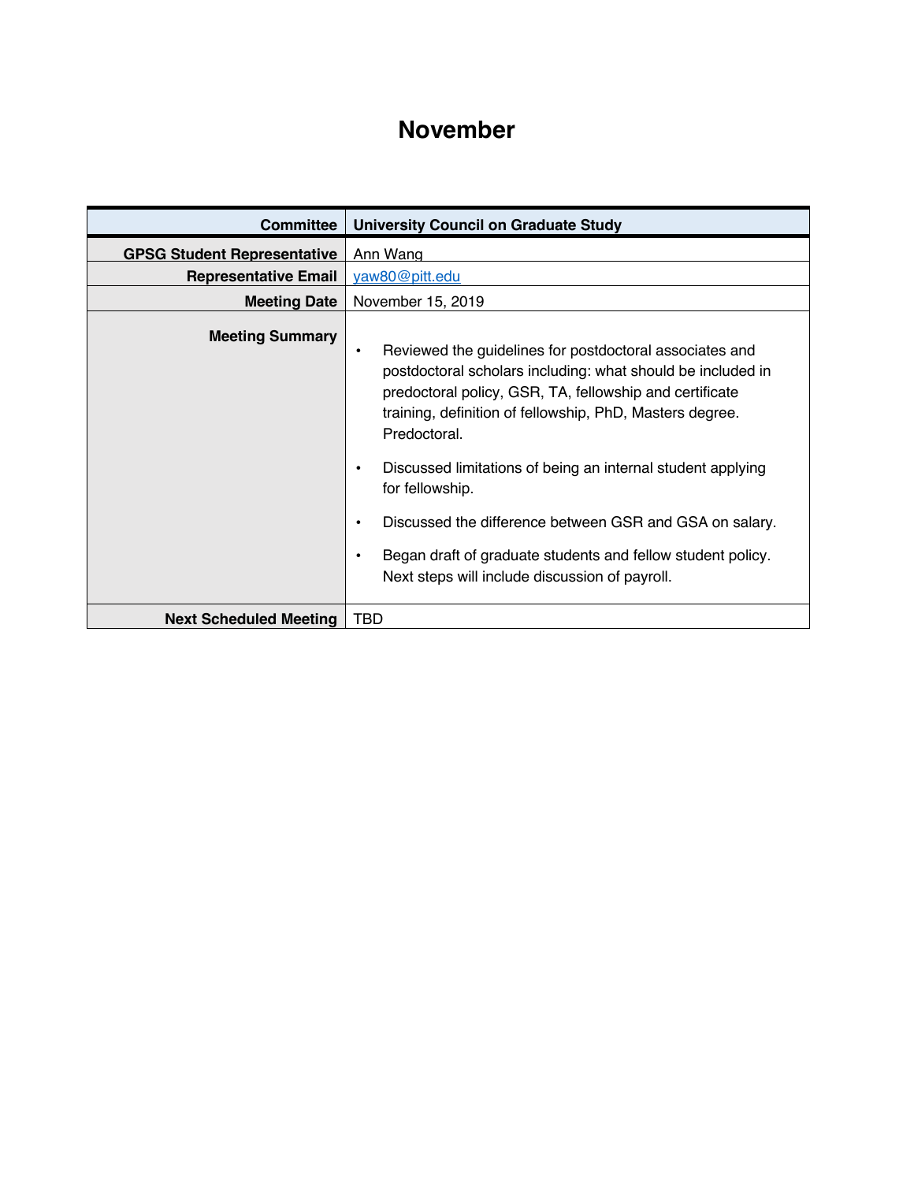# November

| Committee | University Council on Graduate Study |
|---|---|
| GPSG Student Representative | Ann Wang |
| Representative Email | yaw80@pitt.edu |
| Meeting Date | November 15, 2019 |
| Meeting Summary | • Reviewed the guidelines for postdoctoral associates and postdoctoral scholars including: what should be included in predoctoral policy, GSR, TA, fellowship and certificate training, definition of fellowship, PhD, Masters degree. Predoctoral. <br> • Discussed limitations of being an internal student applying for fellowship. <br> • Discussed the difference between GSR and GSA on salary. <br> • Began draft of graduate students and fellow student policy. Next steps will include discussion of payroll. |
| Next Scheduled Meeting | TBD |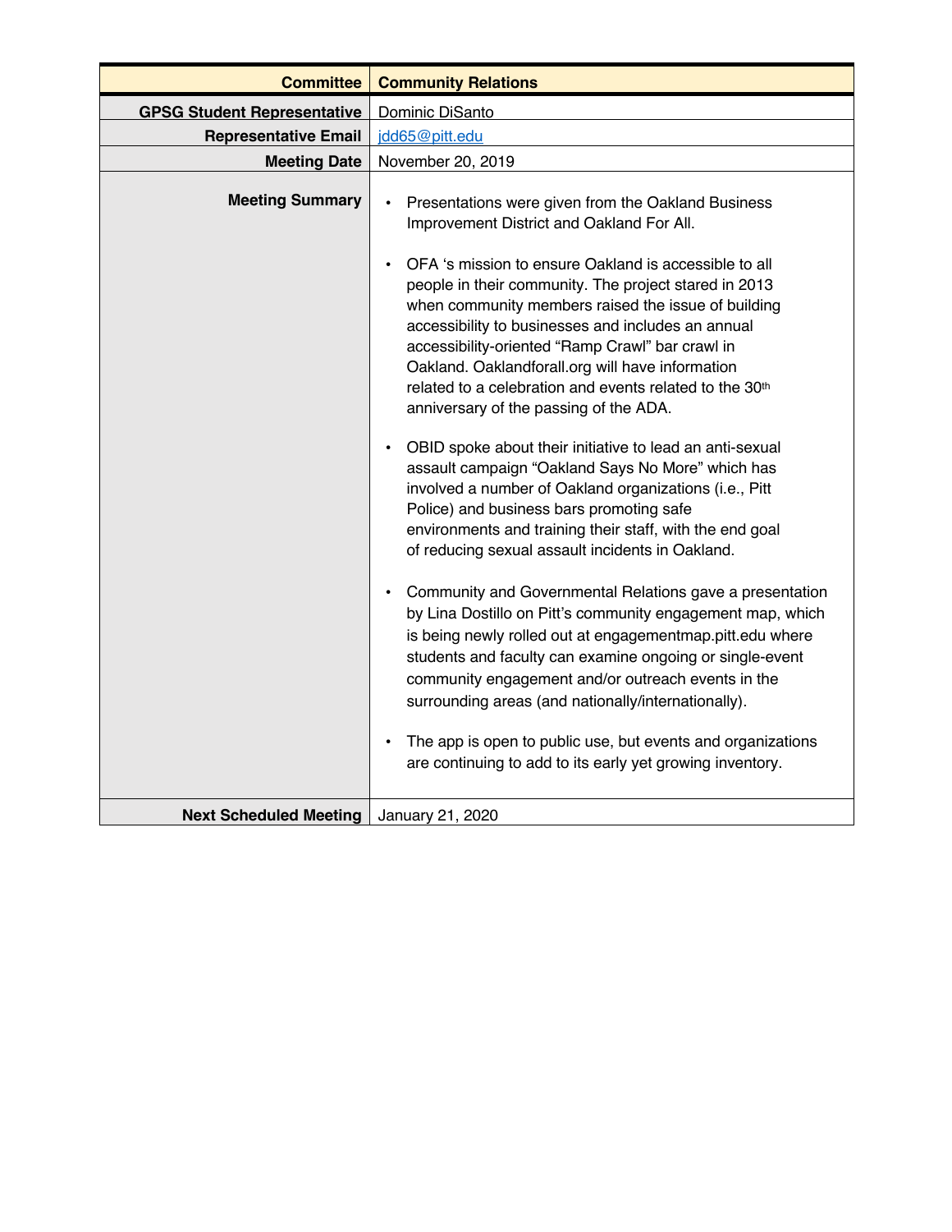| Committee | Community Relations |
|---|---|
| GPSG Student Representative | Dominic DiSanto |
| Representative Email | jdd65@pitt.edu |
| Meeting Date | November 20, 2019 |
| Meeting Summary | • Presentations were given from the Oakland Business Improvement District and Oakland For All.<br><br>• OFA 's mission to ensure Oakland is accessible to all people in their community. The project stared in 2013 when community members raised the issue of building accessibility to businesses and includes an annual accessibility-oriented "Ramp Crawl" bar crawl in Oakland. Oaklandforall.org will have information related to a celebration and events related to the 30th anniversary of the passing of the ADA.<br><br>• OBID spoke about their initiative to lead an anti-sexual assault campaign "Oakland Says No More" which has involved a number of Oakland organizations (i.e., Pitt Police) and business bars promoting safe environments and training their staff, with the end goal of reducing sexual assault incidents in Oakland.<br><br>• Community and Governmental Relations gave a presentation by Lina Dostillo on Pitt's community engagement map, which is being newly rolled out at engagementmap.pitt.edu where students and faculty can examine ongoing or single-event community engagement and/or outreach events in the surrounding areas (and nationally/internationally).<br><br>• The app is open to public use, but events and organizations are continuing to add to its early yet growing inventory. |
| Next Scheduled Meeting | January 21, 2020 |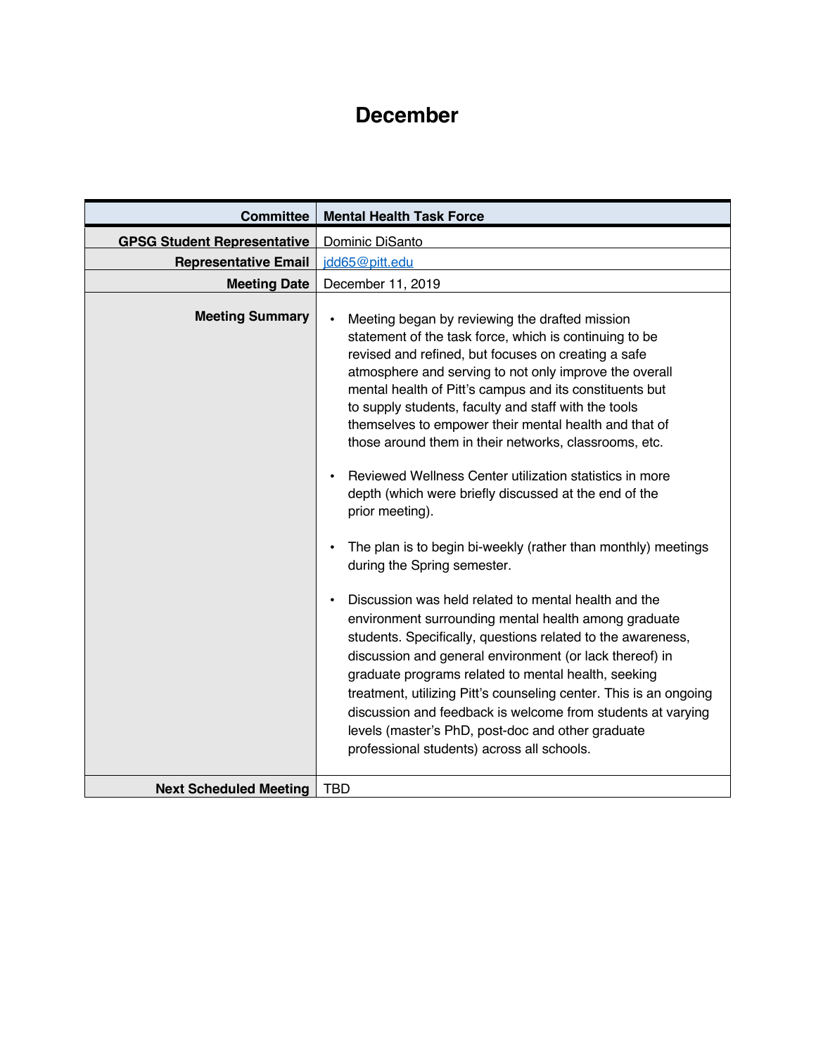# December

| Committee | Mental Health Task Force |
|---|---|
| GPSG Student Representative | Dominic DiSanto |
| Representative Email | jdd65@pitt.edu |
| Meeting Date | December 11, 2019 |
| Meeting Summary | • Meeting began by reviewing the drafted mission statement of the task force, which is continuing to be revised and refined, but focuses on creating a safe atmosphere and serving to not only improve the overall mental health of Pitt's campus and its constituents but to supply students, faculty and staff with the tools themselves to empower their mental health and that of those around them in their networks, classrooms, etc.<br><br>• Reviewed Wellness Center utilization statistics in more depth (which were briefly discussed at the end of the prior meeting).<br><br>• The plan is to begin bi-weekly (rather than monthly) meetings during the Spring semester.<br><br>• Discussion was held related to mental health and the environment surrounding mental health among graduate students. Specifically, questions related to the awareness, discussion and general environment (or lack thereof) in graduate programs related to mental health, seeking treatment, utilizing Pitt's counseling center. This is an ongoing discussion and feedback is welcome from students at varying levels (master's PhD, post-doc and other graduate professional students) across all schools. |
| Next Scheduled Meeting | TBD |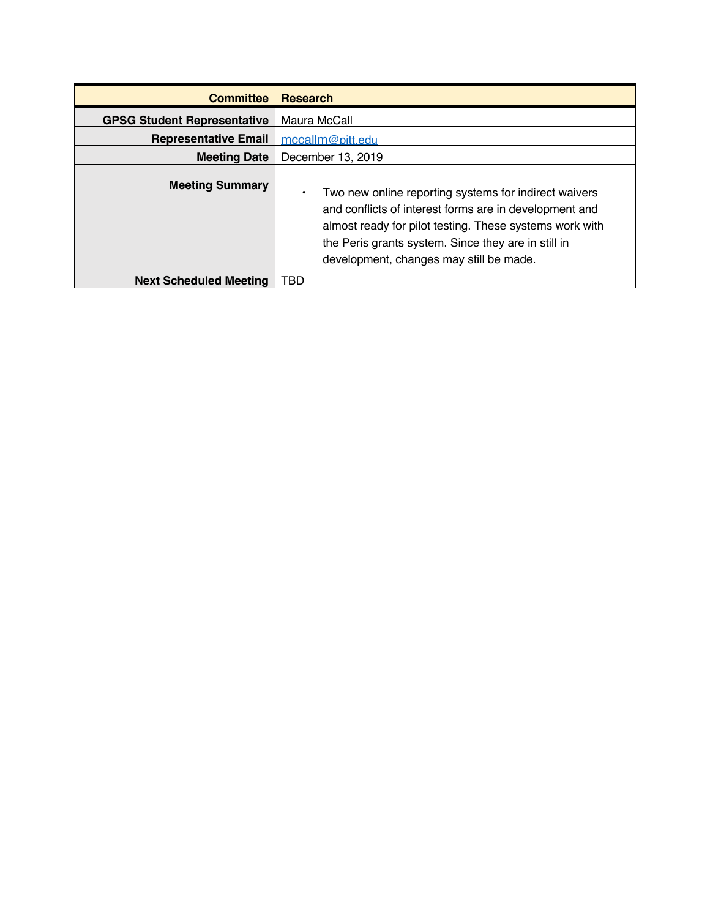| Committee | Research |
|---|---|
| GPSG Student Representative | Maura McCall |
| Representative Email | mccallm@pitt.edu |
| Meeting Date | December 13, 2019 |
| Meeting Summary | • Two new online reporting systems for indirect waivers and conflicts of interest forms are in development and almost ready for pilot testing. These systems work with the Peris grants system. Since they are in still in development, changes may still be made. |
| Next Scheduled Meeting | TBD |